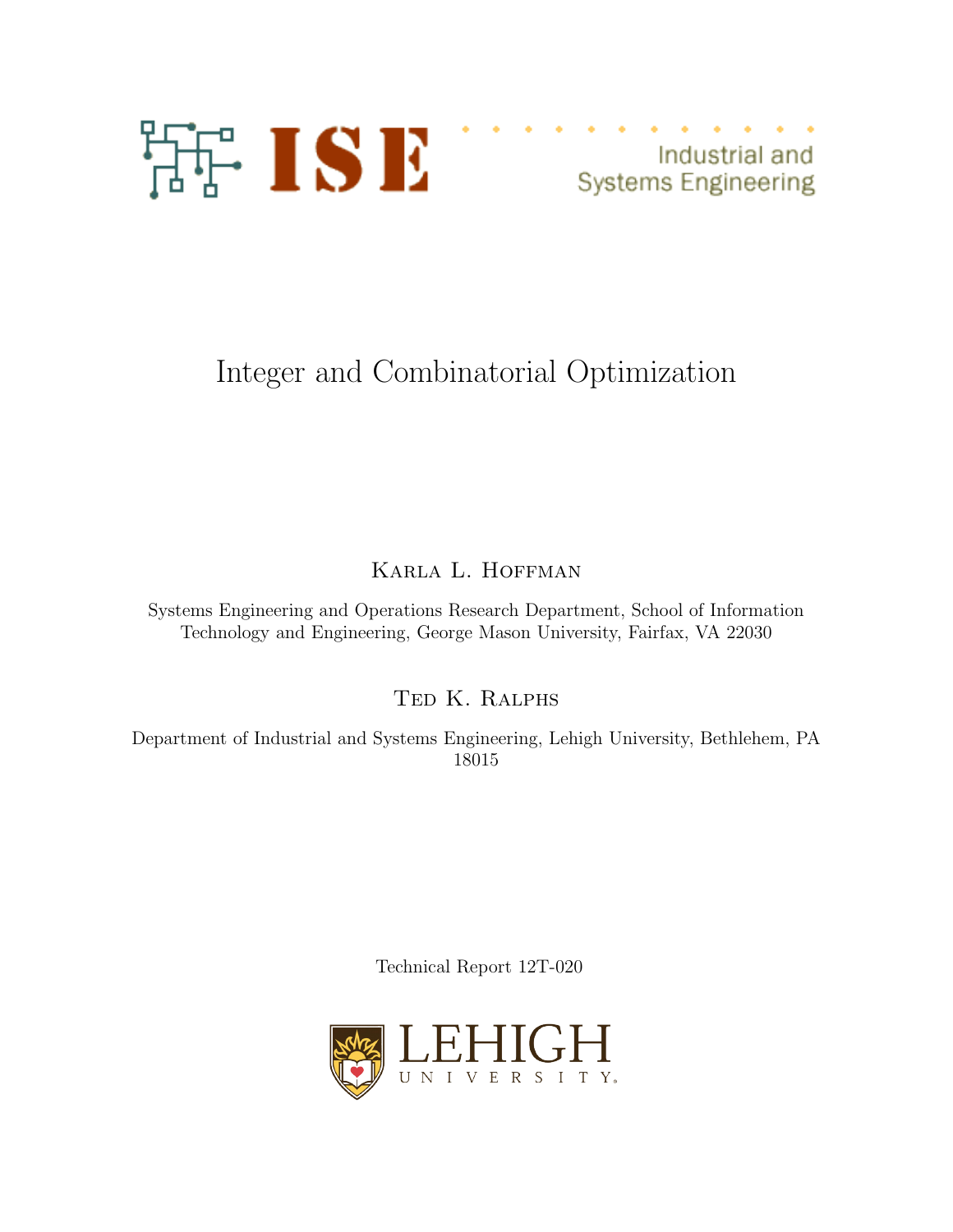ISE

Industrial and Systems Engineering

# Integer and Combinatorial Optimization

Karla L. Hoffman

Systems Engineering and Operations Research Department, School of Information Technology and Engineering, George Mason University, Fairfax, VA 22030

Ted K. Ralphs

Department of Industrial and Systems Engineering, Lehigh University, Bethlehem, PA 18015

Technical Report 12T-020

LEHIGH UNIVERSITY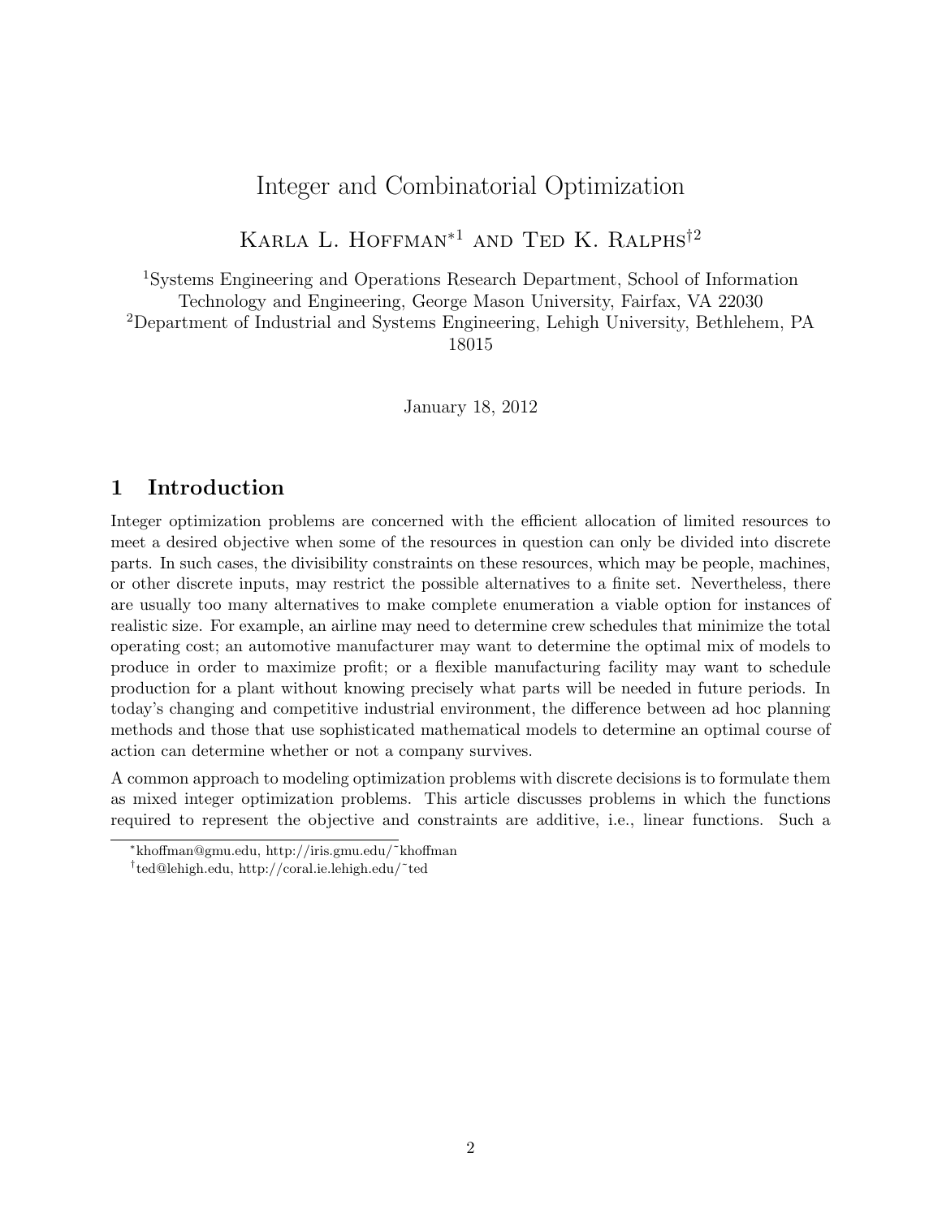# Integer and Combinatorial Optimization

Karla L. Hoffman*[1] and Ted K. Ralphs†[2]

[1]Systems Engineering and Operations Research Department, School of Information Technology and Engineering, George Mason University, Fairfax, VA 22030

[2]Department of Industrial and Systems Engineering, Lehigh University, Bethlehem, PA 18015

January 18, 2012

## 1 Introduction

Integer optimization problems are concerned with the efficient allocation of limited resources to meet a desired objective when some of the resources in question can only be divided into discrete parts. In such cases, the divisibility constraints on these resources, which may be people, machines, or other discrete inputs, may restrict the possible alternatives to a finite set. Nevertheless, there are usually too many alternatives to make complete enumeration a viable option for instances of realistic size. For example, an airline may need to determine crew schedules that minimize the total operating cost; an automotive manufacturer may want to determine the optimal mix of models to produce in order to maximize profit; or a flexible manufacturing facility may want to schedule production for a plant without knowing precisely what parts will be needed in future periods. In today's changing and competitive industrial environment, the difference between ad hoc planning methods and those that use sophisticated mathematical models to determine an optimal course of action can determine whether or not a company survives.

A common approach to modeling optimization problems with discrete decisions is to formulate them as mixed integer optimization problems. This article discusses problems in which the functions required to represent the objective and constraints are additive, i.e., linear functions. Such a

---

*khoffman@gmu.edu, http://iris.gmu.edu/~khoffman

†ted@lehigh.edu, http://coral.ie.lehigh.edu/~ted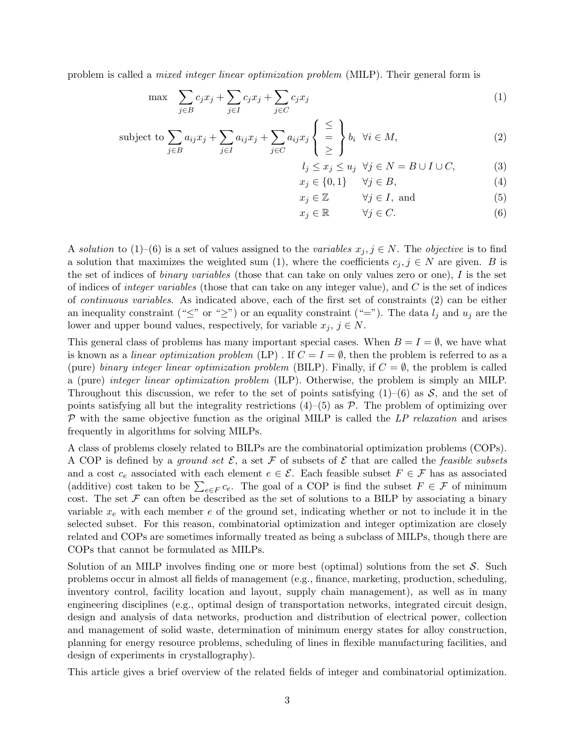problem is called a *mixed integer linear optimization problem* (MILP). Their general form is

$$\max \quad \sum_{j \in B} c_j x_j + \sum_{j \in I} c_j x_j + \sum_{j \in C} c_j x_j \tag{1}$$

$$\text{subject to} \sum_{j \in B} a_{ij} x_j + \sum_{j \in I} a_{ij} x_j + \sum_{j \in C} a_{ij} x_j \left\{ \begin{array}{c} \leq \\ = \\ \geq \end{array} \right\} b_i \quad \forall i \in M, \tag{2}$$

$$l_j \leq x_j \leq u_j \quad \forall j \in N = B \cup I \cup C, \tag{3}$$

$$x_j \in \{0, 1\} \quad \forall j \in B, \tag{4}$$

$$x_j \in \mathbb{Z} \quad \forall j \in I, \text{ and} \tag{5}$$

$$x_j \in \mathbb{R} \quad \forall j \in C. \tag{6}$$

A *solution* to (1)–(6) is a set of values assigned to the *variables* $x_j, j \in N$. The *objective* is to find a solution that maximizes the weighted sum (1), where the coefficients $c_j, j \in N$ are given. $B$ is the set of indices of *binary variables* (those that can take on only values zero or one), $I$ is the set of indices of *integer variables* (those that can take on any integer value), and $C$ is the set of indices of *continuous variables*. As indicated above, each of the first set of constraints (2) can be either an inequality constraint ("$\leq$" or "$\geq$") or an equality constraint ("$=$"). The data $l_j$ and $u_j$ are the lower and upper bound values, respectively, for variable $x_j$, $j \in N$.

This general class of problems has many important special cases. When $B = I = \emptyset$, we have what is known as a *linear optimization problem* (LP) . If $C = I = \emptyset$, then the problem is referred to as a (pure) *binary integer linear optimization problem* (BILP). Finally, if $C = \emptyset$, the problem is called a (pure) *integer linear optimization problem* (ILP). Otherwise, the problem is simply an MILP. Throughout this discussion, we refer to the set of points satisfying (1)–(6) as $\mathcal{S}$, and the set of points satisfying all but the integrality restrictions (4)–(5) as $\mathcal{P}$. The problem of optimizing over $\mathcal{P}$ with the same objective function as the original MILP is called the *LP relaxation* and arises frequently in algorithms for solving MILPs.

A class of problems closely related to BILPs are the combinatorial optimization problems (COPs). A COP is defined by a *ground set* $\mathcal{E}$, a set $\mathcal{F}$ of subsets of $\mathcal{E}$ that are called the *feasible subsets* and a cost $c_e$ associated with each element $e \in \mathcal{E}$. Each feasible subset $F \in \mathcal{F}$ has as associated (additive) cost taken to be $\sum_{e \in F} c_e$. The goal of a COP is find the subset $F \in \mathcal{F}$ of minimum cost. The set $\mathcal{F}$ can often be described as the set of solutions to a BILP by associating a binary variable $x_e$ with each member $e$ of the ground set, indicating whether or not to include it in the selected subset. For this reason, combinatorial optimization and integer optimization are closely related and COPs are sometimes informally treated as being a subclass of MILPs, though there are COPs that cannot be formulated as MILPs.

Solution of an MILP involves finding one or more best (optimal) solutions from the set $\mathcal{S}$. Such problems occur in almost all fields of management (e.g., finance, marketing, production, scheduling, inventory control, facility location and layout, supply chain management), as well as in many engineering disciplines (e.g., optimal design of transportation networks, integrated circuit design, design and analysis of data networks, production and distribution of electrical power, collection and management of solid waste, determination of minimum energy states for alloy construction, planning for energy resource problems, scheduling of lines in flexible manufacturing facilities, and design of experiments in crystallography).

This article gives a brief overview of the related fields of integer and combinatorial optimization.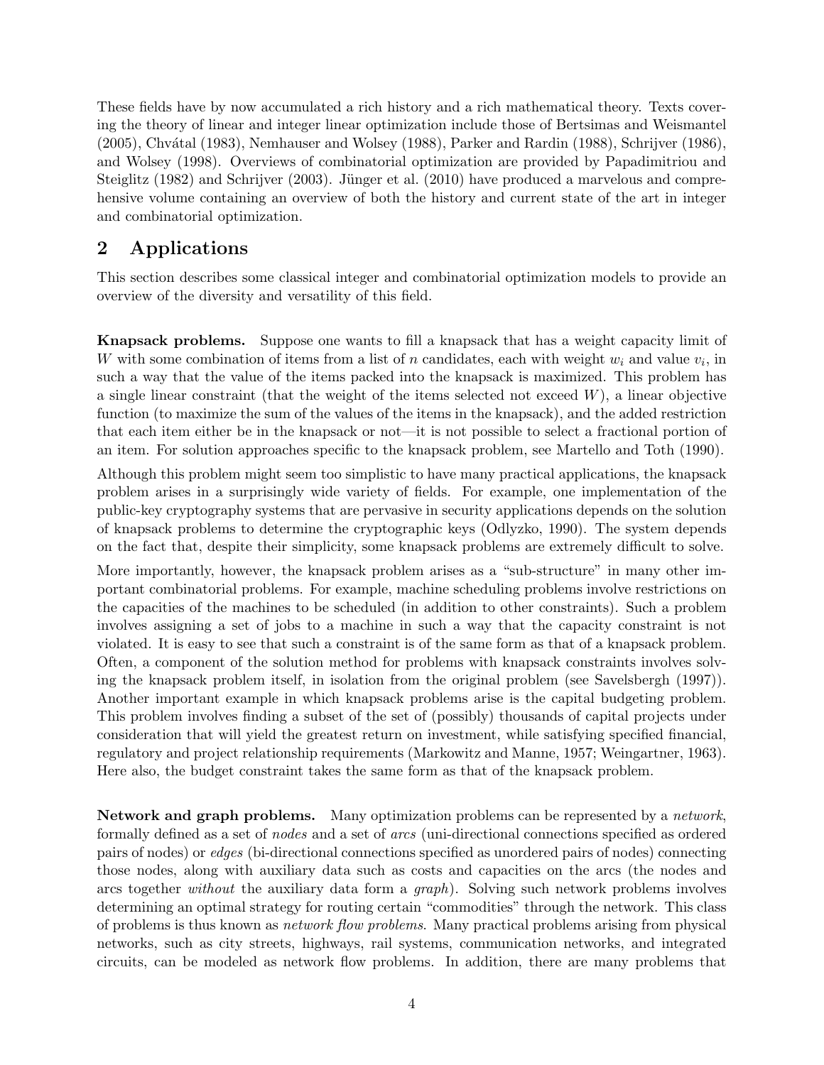These fields have by now accumulated a rich history and a rich mathematical theory. Texts covering the theory of linear and integer linear optimization include those of Bertsimas and Weismantel (2005), Chvátal (1983), Nemhauser and Wolsey (1988), Parker and Rardin (1988), Schrijver (1986), and Wolsey (1998). Overviews of combinatorial optimization are provided by Papadimitriou and Steiglitz (1982) and Schrijver (2003). Jünger et al. (2010) have produced a marvelous and comprehensive volume containing an overview of both the history and current state of the art in integer and combinatorial optimization.

## 2 Applications

This section describes some classical integer and combinatorial optimization models to provide an overview of the diversity and versatility of this field.

**Knapsack problems.** Suppose one wants to fill a knapsack that has a weight capacity limit of $W$ with some combination of items from a list of $n$ candidates, each with weight $w_i$ and value $v_i$, in such a way that the value of the items packed into the knapsack is maximized. This problem has a single linear constraint (that the weight of the items selected not exceed $W$), a linear objective function (to maximize the sum of the values of the items in the knapsack), and the added restriction that each item either be in the knapsack or not—it is not possible to select a fractional portion of an item. For solution approaches specific to the knapsack problem, see Martello and Toth (1990).

Although this problem might seem too simplistic to have many practical applications, the knapsack problem arises in a surprisingly wide variety of fields. For example, one implementation of the public-key cryptography systems that are pervasive in security applications depends on the solution of knapsack problems to determine the cryptographic keys (Odlyzko, 1990). The system depends on the fact that, despite their simplicity, some knapsack problems are extremely difficult to solve.

More importantly, however, the knapsack problem arises as a "sub-structure" in many other important combinatorial problems. For example, machine scheduling problems involve restrictions on the capacities of the machines to be scheduled (in addition to other constraints). Such a problem involves assigning a set of jobs to a machine in such a way that the capacity constraint is not violated. It is easy to see that such a constraint is of the same form as that of a knapsack problem. Often, a component of the solution method for problems with knapsack constraints involves solving the knapsack problem itself, in isolation from the original problem (see Savelsbergh (1997)). Another important example in which knapsack problems arise is the capital budgeting problem. This problem involves finding a subset of the set of (possibly) thousands of capital projects under consideration that will yield the greatest return on investment, while satisfying specified financial, regulatory and project relationship requirements (Markowitz and Manne, 1957; Weingartner, 1963). Here also, the budget constraint takes the same form as that of the knapsack problem.

**Network and graph problems.** Many optimization problems can be represented by a *network*, formally defined as a set of *nodes* and a set of *arcs* (uni-directional connections specified as ordered pairs of nodes) or *edges* (bi-directional connections specified as unordered pairs of nodes) connecting those nodes, along with auxiliary data such as costs and capacities on the arcs (the nodes and arcs together *without* the auxiliary data form a *graph*). Solving such network problems involves determining an optimal strategy for routing certain "commodities" through the network. This class of problems is thus known as *network flow problems*. Many practical problems arising from physical networks, such as city streets, highways, rail systems, communication networks, and integrated circuits, can be modeled as network flow problems. In addition, there are many problems that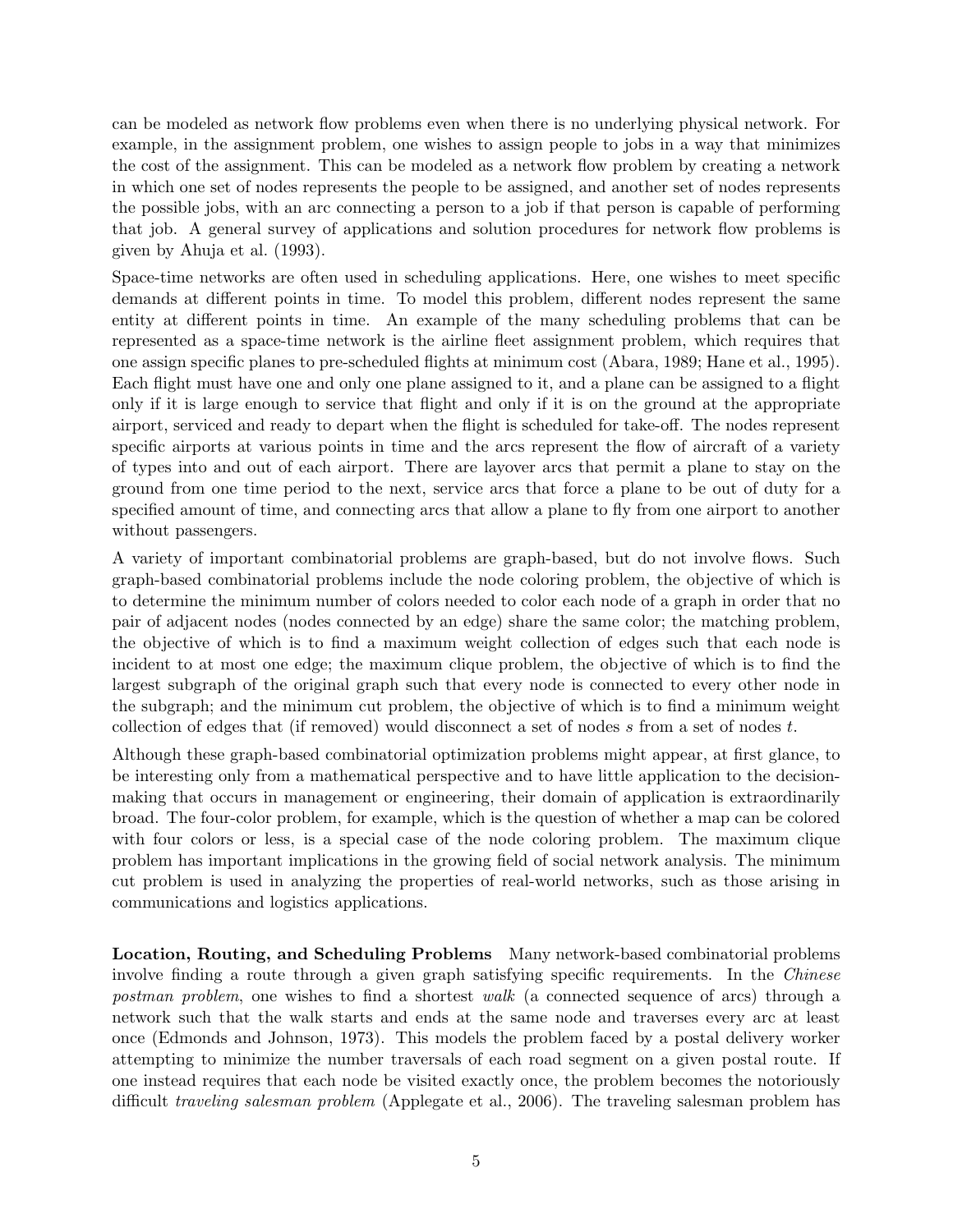can be modeled as network flow problems even when there is no underlying physical network. For example, in the assignment problem, one wishes to assign people to jobs in a way that minimizes the cost of the assignment. This can be modeled as a network flow problem by creating a network in which one set of nodes represents the people to be assigned, and another set of nodes represents the possible jobs, with an arc connecting a person to a job if that person is capable of performing that job. A general survey of applications and solution procedures for network flow problems is given by Ahuja et al. (1993).

Space-time networks are often used in scheduling applications. Here, one wishes to meet specific demands at different points in time. To model this problem, different nodes represent the same entity at different points in time. An example of the many scheduling problems that can be represented as a space-time network is the airline fleet assignment problem, which requires that one assign specific planes to pre-scheduled flights at minimum cost (Abara, 1989; Hane et al., 1995). Each flight must have one and only one plane assigned to it, and a plane can be assigned to a flight only if it is large enough to service that flight and only if it is on the ground at the appropriate airport, serviced and ready to depart when the flight is scheduled for take-off. The nodes represent specific airports at various points in time and the arcs represent the flow of aircraft of a variety of types into and out of each airport. There are layover arcs that permit a plane to stay on the ground from one time period to the next, service arcs that force a plane to be out of duty for a specified amount of time, and connecting arcs that allow a plane to fly from one airport to another without passengers.

A variety of important combinatorial problems are graph-based, but do not involve flows. Such graph-based combinatorial problems include the node coloring problem, the objective of which is to determine the minimum number of colors needed to color each node of a graph in order that no pair of adjacent nodes (nodes connected by an edge) share the same color; the matching problem, the objective of which is to find a maximum weight collection of edges such that each node is incident to at most one edge; the maximum clique problem, the objective of which is to find the largest subgraph of the original graph such that every node is connected to every other node in the subgraph; and the minimum cut problem, the objective of which is to find a minimum weight collection of edges that (if removed) would disconnect a set of nodes $s$ from a set of nodes $t$.

Although these graph-based combinatorial optimization problems might appear, at first glance, to be interesting only from a mathematical perspective and to have little application to the decision-making that occurs in management or engineering, their domain of application is extraordinarily broad. The four-color problem, for example, which is the question of whether a map can be colored with four colors or less, is a special case of the node coloring problem. The maximum clique problem has important implications in the growing field of social network analysis. The minimum cut problem is used in analyzing the properties of real-world networks, such as those arising in communications and logistics applications.

**Location, Routing, and Scheduling Problems** Many network-based combinatorial problems involve finding a route through a given graph satisfying specific requirements. In the *Chinese postman problem*, one wishes to find a shortest *walk* (a connected sequence of arcs) through a network such that the walk starts and ends at the same node and traverses every arc at least once (Edmonds and Johnson, 1973). This models the problem faced by a postal delivery worker attempting to minimize the number traversals of each road segment on a given postal route. If one instead requires that each node be visited exactly once, the problem becomes the notoriously difficult *traveling salesman problem* (Applegate et al., 2006). The traveling salesman problem has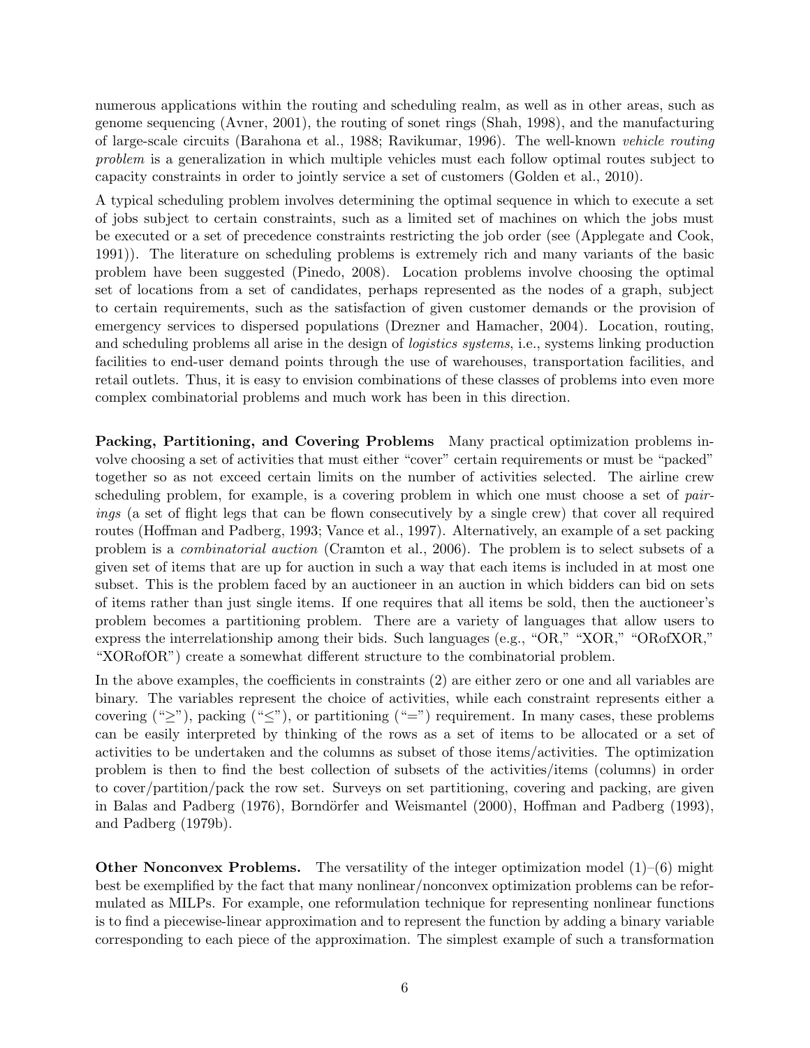numerous applications within the routing and scheduling realm, as well as in other areas, such as genome sequencing (Avner, 2001), the routing of sonet rings (Shah, 1998), and the manufacturing of large-scale circuits (Barahona et al., 1988; Ravikumar, 1996). The well-known *vehicle routing problem* is a generalization in which multiple vehicles must each follow optimal routes subject to capacity constraints in order to jointly service a set of customers (Golden et al., 2010).

A typical scheduling problem involves determining the optimal sequence in which to execute a set of jobs subject to certain constraints, such as a limited set of machines on which the jobs must be executed or a set of precedence constraints restricting the job order (see (Applegate and Cook, 1991)). The literature on scheduling problems is extremely rich and many variants of the basic problem have been suggested (Pinedo, 2008). Location problems involve choosing the optimal set of locations from a set of candidates, perhaps represented as the nodes of a graph, subject to certain requirements, such as the satisfaction of given customer demands or the provision of emergency services to dispersed populations (Drezner and Hamacher, 2004). Location, routing, and scheduling problems all arise in the design of *logistics systems*, i.e., systems linking production facilities to end-user demand points through the use of warehouses, transportation facilities, and retail outlets. Thus, it is easy to envision combinations of these classes of problems into even more complex combinatorial problems and much work has been in this direction.

**Packing, Partitioning, and Covering Problems** Many practical optimization problems involve choosing a set of activities that must either "cover" certain requirements or must be "packed" together so as not exceed certain limits on the number of activities selected. The airline crew scheduling problem, for example, is a covering problem in which one must choose a set of *pairings* (a set of flight legs that can be flown consecutively by a single crew) that cover all required routes (Hoffman and Padberg, 1993; Vance et al., 1997). Alternatively, an example of a set packing problem is a *combinatorial auction* (Cramton et al., 2006). The problem is to select subsets of a given set of items that are up for auction in such a way that each items is included in at most one subset. This is the problem faced by an auctioneer in an auction in which bidders can bid on sets of items rather than just single items. If one requires that all items be sold, then the auctioneer's problem becomes a partitioning problem. There are a variety of languages that allow users to express the interrelationship among their bids. Such languages (e.g., "OR," "XOR," "ORofXOR," "XORofOR") create a somewhat different structure to the combinatorial problem.

In the above examples, the coefficients in constraints (2) are either zero or one and all variables are binary. The variables represent the choice of activities, while each constraint represents either a covering ("$\geq$"), packing ("$\leq$"), or partitioning ("$=$") requirement. In many cases, these problems can be easily interpreted by thinking of the rows as a set of items to be allocated or a set of activities to be undertaken and the columns as subset of those items/activities. The optimization problem is then to find the best collection of subsets of the activities/items (columns) in order to cover/partition/pack the row set. Surveys on set partitioning, covering and packing, are given in Balas and Padberg (1976), Borndörfer and Weismantel (2000), Hoffman and Padberg (1993), and Padberg (1979b).

**Other Nonconvex Problems.** The versatility of the integer optimization model (1)–(6) might best be exemplified by the fact that many nonlinear/nonconvex optimization problems can be reformulated as MILPs. For example, one reformulation technique for representing nonlinear functions is to find a piecewise-linear approximation and to represent the function by adding a binary variable corresponding to each piece of the approximation. The simplest example of such a transformation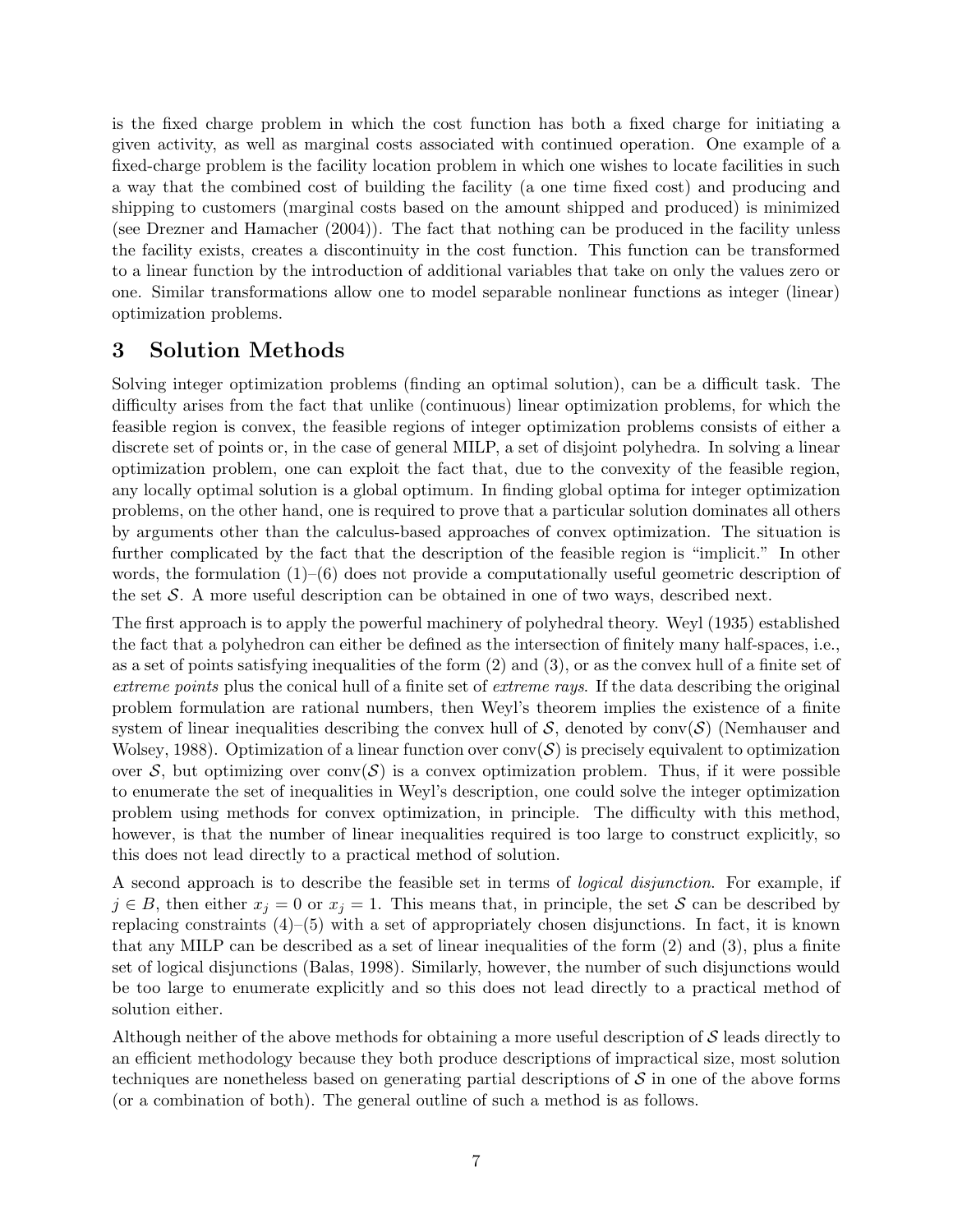is the fixed charge problem in which the cost function has both a fixed charge for initiating a given activity, as well as marginal costs associated with continued operation. One example of a fixed-charge problem is the facility location problem in which one wishes to locate facilities in such a way that the combined cost of building the facility (a one time fixed cost) and producing and shipping to customers (marginal costs based on the amount shipped and produced) is minimized (see Drezner and Hamacher (2004)). The fact that nothing can be produced in the facility unless the facility exists, creates a discontinuity in the cost function. This function can be transformed to a linear function by the introduction of additional variables that take on only the values zero or one. Similar transformations allow one to model separable nonlinear functions as integer (linear) optimization problems.

# 3 Solution Methods

Solving integer optimization problems (finding an optimal solution), can be a difficult task. The difficulty arises from the fact that unlike (continuous) linear optimization problems, for which the feasible region is convex, the feasible regions of integer optimization problems consists of either a discrete set of points or, in the case of general MILP, a set of disjoint polyhedra. In solving a linear optimization problem, one can exploit the fact that, due to the convexity of the feasible region, any locally optimal solution is a global optimum. In finding global optima for integer optimization problems, on the other hand, one is required to prove that a particular solution dominates all others by arguments other than the calculus-based approaches of convex optimization. The situation is further complicated by the fact that the description of the feasible region is "implicit." In other words, the formulation (1)–(6) does not provide a computationally useful geometric description of the set $\mathcal{S}$. A more useful description can be obtained in one of two ways, described next.

The first approach is to apply the powerful machinery of polyhedral theory. Weyl (1935) established the fact that a polyhedron can either be defined as the intersection of finitely many half-spaces, i.e., as a set of points satisfying inequalities of the form (2) and (3), or as the convex hull of a finite set of *extreme points* plus the conical hull of a finite set of *extreme rays*. If the data describing the original problem formulation are rational numbers, then Weyl's theorem implies the existence of a finite system of linear inequalities describing the convex hull of $\mathcal{S}$, denoted by $\text{conv}(\mathcal{S})$ (Nemhauser and Wolsey, 1988). Optimization of a linear function over $\text{conv}(\mathcal{S})$ is precisely equivalent to optimization over $\mathcal{S}$, but optimizing over $\text{conv}(\mathcal{S})$ is a convex optimization problem. Thus, if it were possible to enumerate the set of inequalities in Weyl's description, one could solve the integer optimization problem using methods for convex optimization, in principle. The difficulty with this method, however, is that the number of linear inequalities required is too large to construct explicitly, so this does not lead directly to a practical method of solution.

A second approach is to describe the feasible set in terms of *logical disjunction*. For example, if $j \in B$, then either $x_j = 0$ or $x_j = 1$. This means that, in principle, the set $\mathcal{S}$ can be described by replacing constraints (4)–(5) with a set of appropriately chosen disjunctions. In fact, it is known that any MILP can be described as a set of linear inequalities of the form (2) and (3), plus a finite set of logical disjunctions (Balas, 1998). Similarly, however, the number of such disjunctions would be too large to enumerate explicitly and so this does not lead directly to a practical method of solution either.

Although neither of the above methods for obtaining a more useful description of $\mathcal{S}$ leads directly to an efficient methodology because they both produce descriptions of impractical size, most solution techniques are nonetheless based on generating partial descriptions of $\mathcal{S}$ in one of the above forms (or a combination of both). The general outline of such a method is as follows.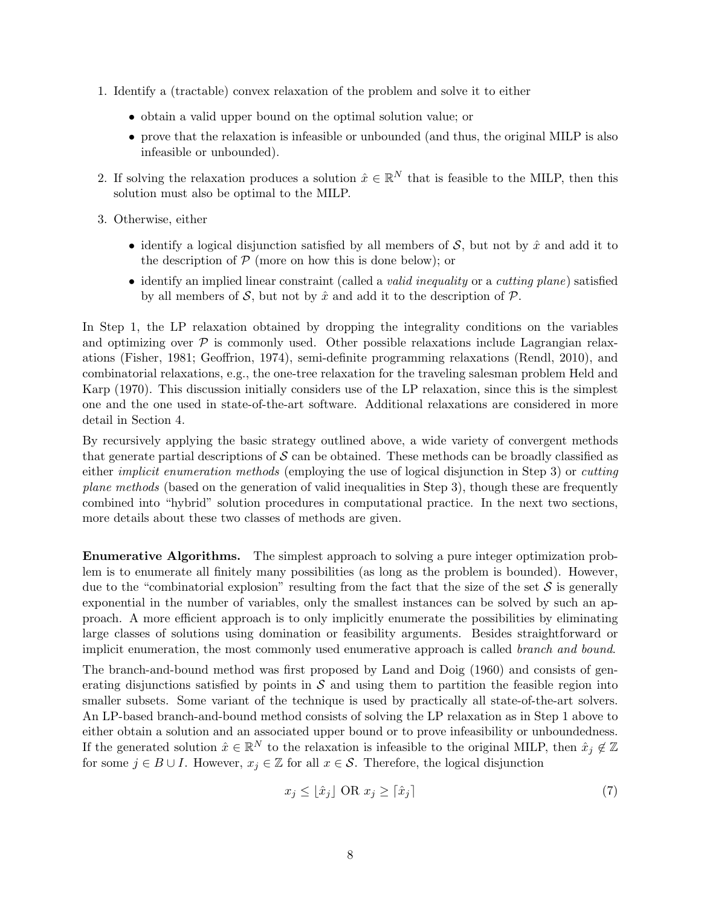1. Identify a (tractable) convex relaxation of the problem and solve it to either
   - obtain a valid upper bound on the optimal solution value; or
   - prove that the relaxation is infeasible or unbounded (and thus, the original MILP is also infeasible or unbounded).
2. If solving the relaxation produces a solution $\hat{x} \in \mathbb{R}^N$ that is feasible to the MILP, then this solution must also be optimal to the MILP.
3. Otherwise, either
   - identify a logical disjunction satisfied by all members of $\mathcal{S}$, but not by $\hat{x}$ and add it to the description of $\mathcal{P}$ (more on how this is done below); or
   - identify an implied linear constraint (called a *valid inequality* or a *cutting plane*) satisfied by all members of $\mathcal{S}$, but not by $\hat{x}$ and add it to the description of $\mathcal{P}$.

In Step 1, the LP relaxation obtained by dropping the integrality conditions on the variables and optimizing over $\mathcal{P}$ is commonly used. Other possible relaxations include Lagrangian relaxations (Fisher, 1981; Geoffrion, 1974), semi-definite programming relaxations (Rendl, 2010), and combinatorial relaxations, e.g., the one-tree relaxation for the traveling salesman problem Held and Karp (1970). This discussion initially considers use of the LP relaxation, since this is the simplest one and the one used in state-of-the-art software. Additional relaxations are considered in more detail in Section 4.

By recursively applying the basic strategy outlined above, a wide variety of convergent methods that generate partial descriptions of $\mathcal{S}$ can be obtained. These methods can be broadly classified as either *implicit enumeration methods* (employing the use of logical disjunction in Step 3) or *cutting plane methods* (based on the generation of valid inequalities in Step 3), though these are frequently combined into "hybrid" solution procedures in computational practice. In the next two sections, more details about these two classes of methods are given.

**Enumerative Algorithms.** The simplest approach to solving a pure integer optimization problem is to enumerate all finitely many possibilities (as long as the problem is bounded). However, due to the "combinatorial explosion" resulting from the fact that the size of the set $\mathcal{S}$ is generally exponential in the number of variables, only the smallest instances can be solved by such an approach. A more efficient approach is to only implicitly enumerate the possibilities by eliminating large classes of solutions using domination or feasibility arguments. Besides straightforward or implicit enumeration, the most commonly used enumerative approach is called *branch and bound*.

The branch-and-bound method was first proposed by Land and Doig (1960) and consists of generating disjunctions satisfied by points in $\mathcal{S}$ and using them to partition the feasible region into smaller subsets. Some variant of the technique is used by practically all state-of-the-art solvers. An LP-based branch-and-bound method consists of solving the LP relaxation as in Step 1 above to either obtain a solution and an associated upper bound or to prove infeasibility or unboundedness. If the generated solution $\hat{x} \in \mathbb{R}^N$ to the relaxation is infeasible to the original MILP, then $\hat{x}_j \notin \mathbb{Z}$ for some $j \in B \cup I$. However, $x_j \in \mathbb{Z}$ for all $x \in \mathcal{S}$. Therefore, the logical disjunction

$$x_j \leq \lfloor \hat{x}_j \rfloor \text{ OR } x_j \geq \lceil \hat{x}_j \rceil \tag{7}$$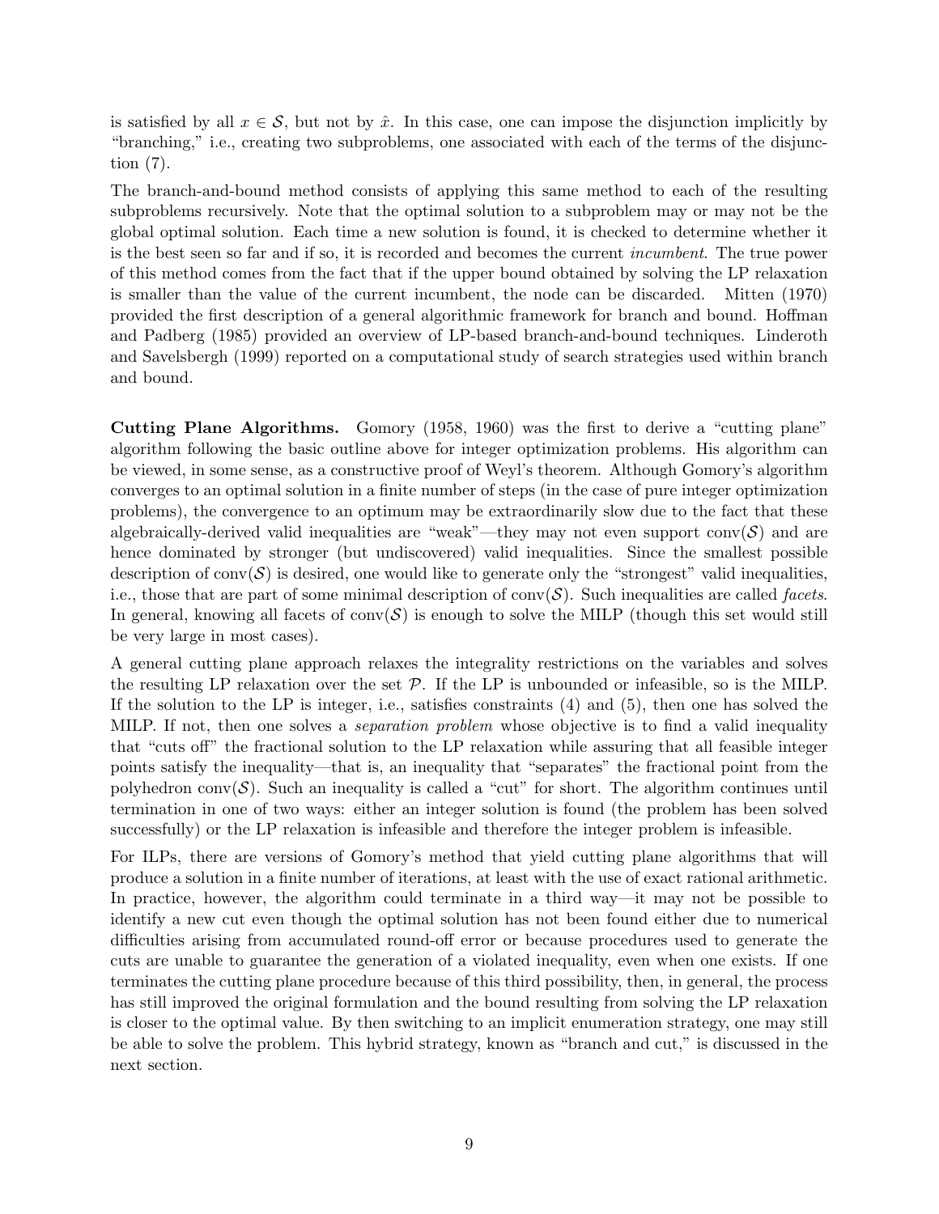is satisfied by all $x \in \mathcal{S}$, but not by $\hat{x}$. In this case, one can impose the disjunction implicitly by "branching," i.e., creating two subproblems, one associated with each of the terms of the disjunction (7).

The branch-and-bound method consists of applying this same method to each of the resulting subproblems recursively. Note that the optimal solution to a subproblem may or may not be the global optimal solution. Each time a new solution is found, it is checked to determine whether it is the best seen so far and if so, it is recorded and becomes the current *incumbent*. The true power of this method comes from the fact that if the upper bound obtained by solving the LP relaxation is smaller than the value of the current incumbent, the node can be discarded. Mitten (1970) provided the first description of a general algorithmic framework for branch and bound. Hoffman and Padberg (1985) provided an overview of LP-based branch-and-bound techniques. Linderoth and Savelsbergh (1999) reported on a computational study of search strategies used within branch and bound.

**Cutting Plane Algorithms.** Gomory (1958, 1960) was the first to derive a "cutting plane" algorithm following the basic outline above for integer optimization problems. His algorithm can be viewed, in some sense, as a constructive proof of Weyl's theorem. Although Gomory's algorithm converges to an optimal solution in a finite number of steps (in the case of pure integer optimization problems), the convergence to an optimum may be extraordinarily slow due to the fact that these algebraically-derived valid inequalities are "weak"—they may not even support $\text{conv}(\mathcal{S})$ and are hence dominated by stronger (but undiscovered) valid inequalities. Since the smallest possible description of $\text{conv}(\mathcal{S})$ is desired, one would like to generate only the "strongest" valid inequalities, i.e., those that are part of some minimal description of $\text{conv}(\mathcal{S})$. Such inequalities are called *facets*. In general, knowing all facets of $\text{conv}(\mathcal{S})$ is enough to solve the MILP (though this set would still be very large in most cases).

A general cutting plane approach relaxes the integrality restrictions on the variables and solves the resulting LP relaxation over the set $\mathcal{P}$. If the LP is unbounded or infeasible, so is the MILP. If the solution to the LP is integer, i.e., satisfies constraints (4) and (5), then one has solved the MILP. If not, then one solves a *separation problem* whose objective is to find a valid inequality that "cuts off" the fractional solution to the LP relaxation while assuring that all feasible integer points satisfy the inequality—that is, an inequality that "separates" the fractional point from the polyhedron $\text{conv}(\mathcal{S})$. Such an inequality is called a "cut" for short. The algorithm continues until termination in one of two ways: either an integer solution is found (the problem has been solved successfully) or the LP relaxation is infeasible and therefore the integer problem is infeasible.

For ILPs, there are versions of Gomory's method that yield cutting plane algorithms that will produce a solution in a finite number of iterations, at least with the use of exact rational arithmetic. In practice, however, the algorithm could terminate in a third way—it may not be possible to identify a new cut even though the optimal solution has not been found either due to numerical difficulties arising from accumulated round-off error or because procedures used to generate the cuts are unable to guarantee the generation of a violated inequality, even when one exists. If one terminates the cutting plane procedure because of this third possibility, then, in general, the process has still improved the original formulation and the bound resulting from solving the LP relaxation is closer to the optimal value. By then switching to an implicit enumeration strategy, one may still be able to solve the problem. This hybrid strategy, known as "branch and cut," is discussed in the next section.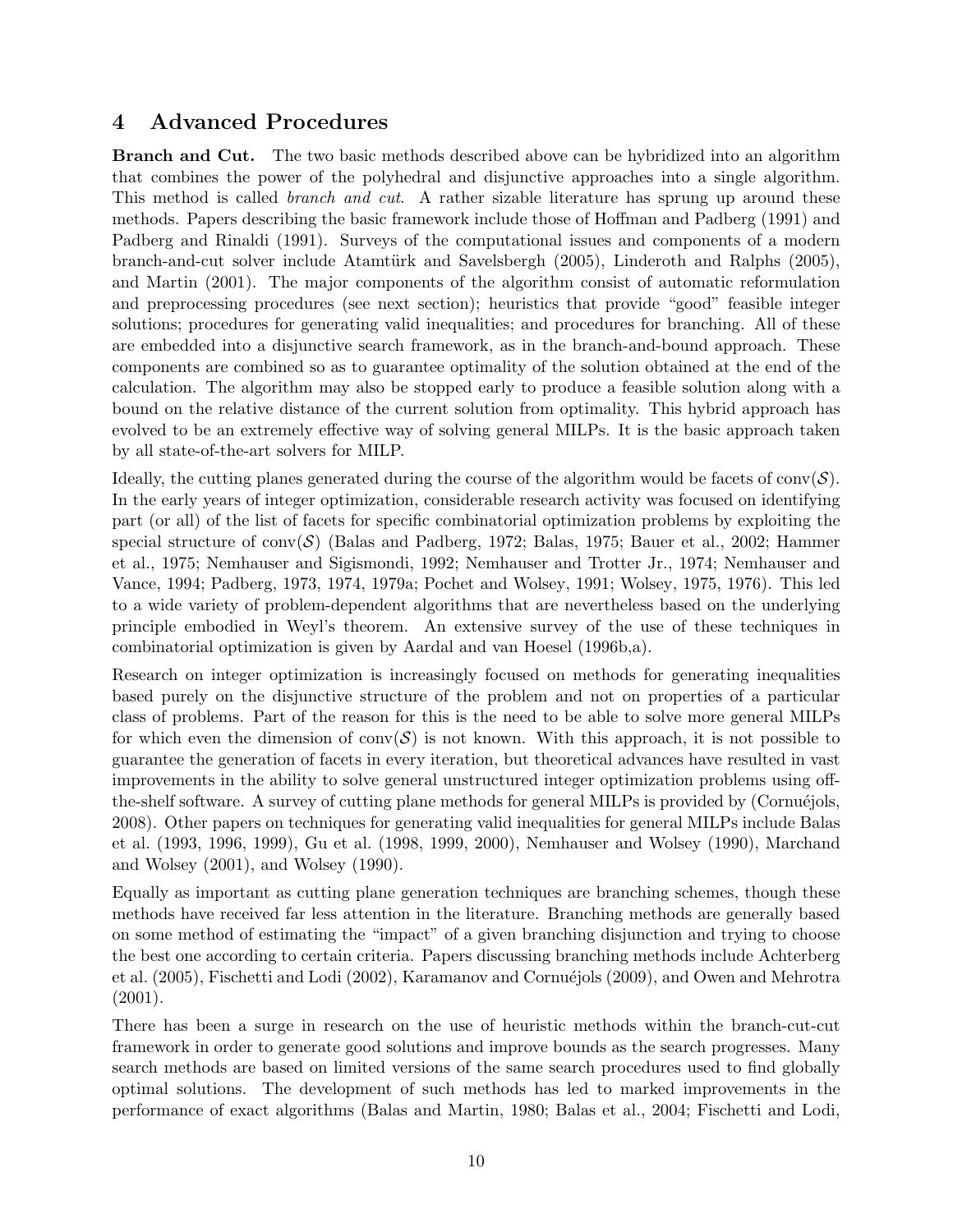## 4 Advanced Procedures

**Branch and Cut.** The two basic methods described above can be hybridized into an algorithm that combines the power of the polyhedral and disjunctive approaches into a single algorithm. This method is called *branch and cut*. A rather sizable literature has sprung up around these methods. Papers describing the basic framework include those of Hoffman and Padberg (1991) and Padberg and Rinaldi (1991). Surveys of the computational issues and components of a modern branch-and-cut solver include Atamtürk and Savelsbergh (2005), Linderoth and Ralphs (2005), and Martin (2001). The major components of the algorithm consist of automatic reformulation and preprocessing procedures (see next section); heuristics that provide "good" feasible integer solutions; procedures for generating valid inequalities; and procedures for branching. All of these are embedded into a disjunctive search framework, as in the branch-and-bound approach. These components are combined so as to guarantee optimality of the solution obtained at the end of the calculation. The algorithm may also be stopped early to produce a feasible solution along with a bound on the relative distance of the current solution from optimality. This hybrid approach has evolved to be an extremely effective way of solving general MILPs. It is the basic approach taken by all state-of-the-art solvers for MILP.

Ideally, the cutting planes generated during the course of the algorithm would be facets of $\text{conv}(\mathcal{S})$. In the early years of integer optimization, considerable research activity was focused on identifying part (or all) of the list of facets for specific combinatorial optimization problems by exploiting the special structure of $\text{conv}(\mathcal{S})$ (Balas and Padberg, 1972; Balas, 1975; Bauer et al., 2002; Hammer et al., 1975; Nemhauser and Sigismondi, 1992; Nemhauser and Trotter Jr., 1974; Nemhauser and Vance, 1994; Padberg, 1973, 1974, 1979a; Pochet and Wolsey, 1991; Wolsey, 1975, 1976). This led to a wide variety of problem-dependent algorithms that are nevertheless based on the underlying principle embodied in Weyl's theorem. An extensive survey of the use of these techniques in combinatorial optimization is given by Aardal and van Hoesel (1996b,a).

Research on integer optimization is increasingly focused on methods for generating inequalities based purely on the disjunctive structure of the problem and not on properties of a particular class of problems. Part of the reason for this is the need to be able to solve more general MILPs for which even the dimension of $\text{conv}(\mathcal{S})$ is not known. With this approach, it is not possible to guarantee the generation of facets in every iteration, but theoretical advances have resulted in vast improvements in the ability to solve general unstructured integer optimization problems using off-the-shelf software. A survey of cutting plane methods for general MILPs is provided by (Cornuéjols, 2008). Other papers on techniques for generating valid inequalities for general MILPs include Balas et al. (1993, 1996, 1999), Gu et al. (1998, 1999, 2000), Nemhauser and Wolsey (1990), Marchand and Wolsey (2001), and Wolsey (1990).

Equally as important as cutting plane generation techniques are branching schemes, though these methods have received far less attention in the literature. Branching methods are generally based on some method of estimating the "impact" of a given branching disjunction and trying to choose the best one according to certain criteria. Papers discussing branching methods include Achterberg et al. (2005), Fischetti and Lodi (2002), Karamanov and Cornuéjols (2009), and Owen and Mehrotra (2001).

There has been a surge in research on the use of heuristic methods within the branch-cut-cut framework in order to generate good solutions and improve bounds as the search progresses. Many search methods are based on limited versions of the same search procedures used to find globally optimal solutions. The development of such methods has led to marked improvements in the performance of exact algorithms (Balas and Martin, 1980; Balas et al., 2004; Fischetti and Lodi,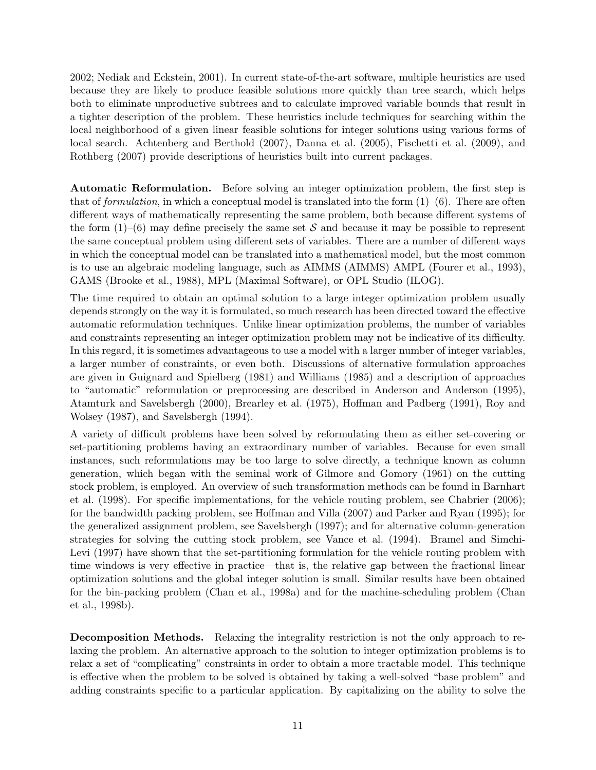2002; Nediak and Eckstein, 2001). In current state-of-the-art software, multiple heuristics are used because they are likely to produce feasible solutions more quickly than tree search, which helps both to eliminate unproductive subtrees and to calculate improved variable bounds that result in a tighter description of the problem. These heuristics include techniques for searching within the local neighborhood of a given linear feasible solutions for integer solutions using various forms of local search. Achtenberg and Berthold (2007), Danna et al. (2005), Fischetti et al. (2009), and Rothberg (2007) provide descriptions of heuristics built into current packages.

**Automatic Reformulation.** Before solving an integer optimization problem, the first step is that of *formulation*, in which a conceptual model is translated into the form (1)–(6). There are often different ways of mathematically representing the same problem, both because different systems of the form (1)–(6) may define precisely the same set $\mathcal{S}$ and because it may be possible to represent the same conceptual problem using different sets of variables. There are a number of different ways in which the conceptual model can be translated into a mathematical model, but the most common is to use an algebraic modeling language, such as AIMMS (AIMMS) AMPL (Fourer et al., 1993), GAMS (Brooke et al., 1988), MPL (Maximal Software), or OPL Studio (ILOG).

The time required to obtain an optimal solution to a large integer optimization problem usually depends strongly on the way it is formulated, so much research has been directed toward the effective automatic reformulation techniques. Unlike linear optimization problems, the number of variables and constraints representing an integer optimization problem may not be indicative of its difficulty. In this regard, it is sometimes advantageous to use a model with a larger number of integer variables, a larger number of constraints, or even both. Discussions of alternative formulation approaches are given in Guignard and Spielberg (1981) and Williams (1985) and a description of approaches to "automatic" reformulation or preprocessing are described in Anderson and Anderson (1995), Atamturk and Savelsbergh (2000), Brearley et al. (1975), Hoffman and Padberg (1991), Roy and Wolsey (1987), and Savelsbergh (1994).

A variety of difficult problems have been solved by reformulating them as either set-covering or set-partitioning problems having an extraordinary number of variables. Because for even small instances, such reformulations may be too large to solve directly, a technique known as column generation, which began with the seminal work of Gilmore and Gomory (1961) on the cutting stock problem, is employed. An overview of such transformation methods can be found in Barnhart et al. (1998). For specific implementations, for the vehicle routing problem, see Chabrier (2006); for the bandwidth packing problem, see Hoffman and Villa (2007) and Parker and Ryan (1995); for the generalized assignment problem, see Savelsbergh (1997); and for alternative column-generation strategies for solving the cutting stock problem, see Vance et al. (1994). Bramel and Simchi-Levi (1997) have shown that the set-partitioning formulation for the vehicle routing problem with time windows is very effective in practice—that is, the relative gap between the fractional linear optimization solutions and the global integer solution is small. Similar results have been obtained for the bin-packing problem (Chan et al., 1998a) and for the machine-scheduling problem (Chan et al., 1998b).

**Decomposition Methods.** Relaxing the integrality restriction is not the only approach to relaxing the problem. An alternative approach to the solution to integer optimization problems is to relax a set of "complicating" constraints in order to obtain a more tractable model. This technique is effective when the problem to be solved is obtained by taking a well-solved "base problem" and adding constraints specific to a particular application. By capitalizing on the ability to solve the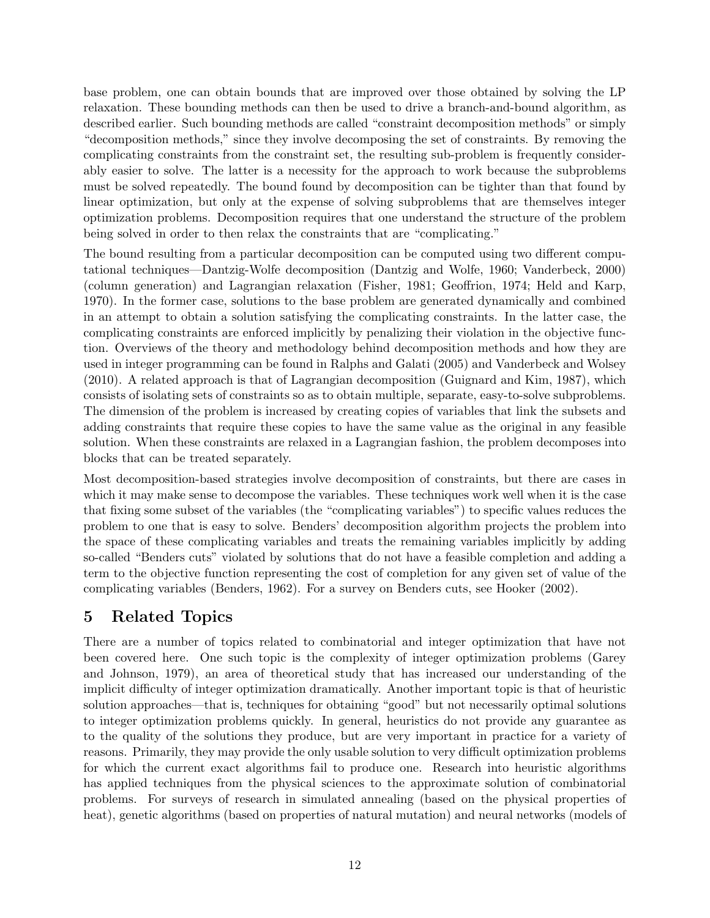base problem, one can obtain bounds that are improved over those obtained by solving the LP relaxation. These bounding methods can then be used to drive a branch-and-bound algorithm, as described earlier. Such bounding methods are called "constraint decomposition methods" or simply "decomposition methods," since they involve decomposing the set of constraints. By removing the complicating constraints from the constraint set, the resulting sub-problem is frequently considerably easier to solve. The latter is a necessity for the approach to work because the subproblems must be solved repeatedly. The bound found by decomposition can be tighter than that found by linear optimization, but only at the expense of solving subproblems that are themselves integer optimization problems. Decomposition requires that one understand the structure of the problem being solved in order to then relax the constraints that are "complicating."

The bound resulting from a particular decomposition can be computed using two different computational techniques—Dantzig-Wolfe decomposition (Dantzig and Wolfe, 1960; Vanderbeck, 2000) (column generation) and Lagrangian relaxation (Fisher, 1981; Geoffrion, 1974; Held and Karp, 1970). In the former case, solutions to the base problem are generated dynamically and combined in an attempt to obtain a solution satisfying the complicating constraints. In the latter case, the complicating constraints are enforced implicitly by penalizing their violation in the objective function. Overviews of the theory and methodology behind decomposition methods and how they are used in integer programming can be found in Ralphs and Galati (2005) and Vanderbeck and Wolsey (2010). A related approach is that of Lagrangian decomposition (Guignard and Kim, 1987), which consists of isolating sets of constraints so as to obtain multiple, separate, easy-to-solve subproblems. The dimension of the problem is increased by creating copies of variables that link the subsets and adding constraints that require these copies to have the same value as the original in any feasible solution. When these constraints are relaxed in a Lagrangian fashion, the problem decomposes into blocks that can be treated separately.

Most decomposition-based strategies involve decomposition of constraints, but there are cases in which it may make sense to decompose the variables. These techniques work well when it is the case that fixing some subset of the variables (the "complicating variables") to specific values reduces the problem to one that is easy to solve. Benders' decomposition algorithm projects the problem into the space of these complicating variables and treats the remaining variables implicitly by adding so-called "Benders cuts" violated by solutions that do not have a feasible completion and adding a term to the objective function representing the cost of completion for any given set of value of the complicating variables (Benders, 1962). For a survey on Benders cuts, see Hooker (2002).

# 5 Related Topics

There are a number of topics related to combinatorial and integer optimization that have not been covered here. One such topic is the complexity of integer optimization problems (Garey and Johnson, 1979), an area of theoretical study that has increased our understanding of the implicit difficulty of integer optimization dramatically. Another important topic is that of heuristic solution approaches—that is, techniques for obtaining "good" but not necessarily optimal solutions to integer optimization problems quickly. In general, heuristics do not provide any guarantee as to the quality of the solutions they produce, but are very important in practice for a variety of reasons. Primarily, they may provide the only usable solution to very difficult optimization problems for which the current exact algorithms fail to produce one. Research into heuristic algorithms has applied techniques from the physical sciences to the approximate solution of combinatorial problems. For surveys of research in simulated annealing (based on the physical properties of heat), genetic algorithms (based on properties of natural mutation) and neural networks (models of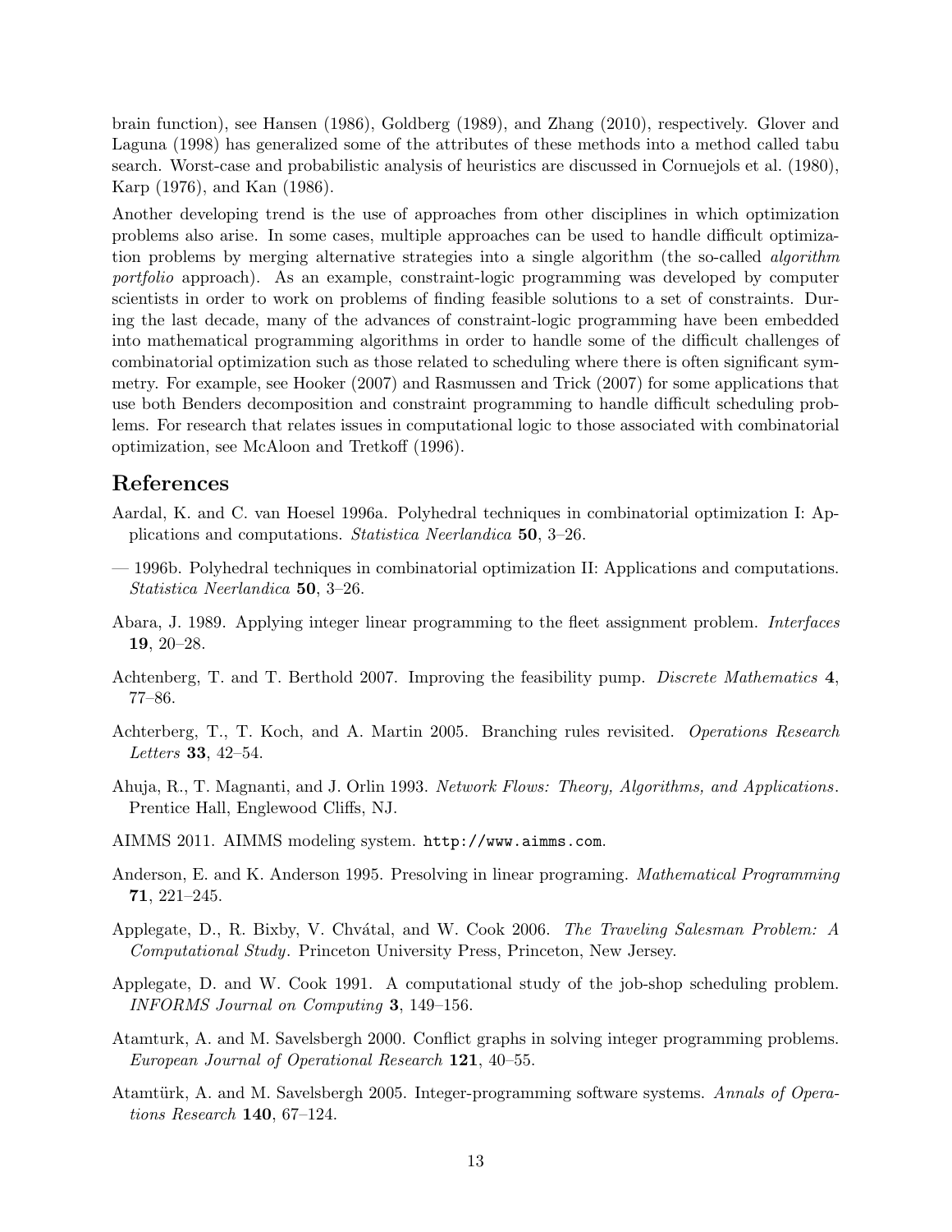brain function), see Hansen (1986), Goldberg (1989), and Zhang (2010), respectively. Glover and Laguna (1998) has generalized some of the attributes of these methods into a method called tabu search. Worst-case and probabilistic analysis of heuristics are discussed in Cornuejols et al. (1980), Karp (1976), and Kan (1986).

Another developing trend is the use of approaches from other disciplines in which optimization problems also arise. In some cases, multiple approaches can be used to handle difficult optimization problems by merging alternative strategies into a single algorithm (the so-called *algorithm portfolio* approach). As an example, constraint-logic programming was developed by computer scientists in order to work on problems of finding feasible solutions to a set of constraints. During the last decade, many of the advances of constraint-logic programming have been embedded into mathematical programming algorithms in order to handle some of the difficult challenges of combinatorial optimization such as those related to scheduling where there is often significant symmetry. For example, see Hooker (2007) and Rasmussen and Trick (2007) for some applications that use both Benders decomposition and constraint programming to handle difficult scheduling problems. For research that relates issues in computational logic to those associated with combinatorial optimization, see McAloon and Tretkoff (1996).

## References

Aardal, K. and C. van Hoesel 1996a. Polyhedral techniques in combinatorial optimization I: Applications and computations. *Statistica Neerlandica* **50**, 3–26.

— 1996b. Polyhedral techniques in combinatorial optimization II: Applications and computations. *Statistica Neerlandica* **50**, 3–26.

Abara, J. 1989. Applying integer linear programming to the fleet assignment problem. *Interfaces* **19**, 20–28.

Achtenberg, T. and T. Berthold 2007. Improving the feasibility pump. *Discrete Mathematics* **4**, 77–86.

Achterberg, T., T. Koch, and A. Martin 2005. Branching rules revisited. *Operations Research Letters* **33**, 42–54.

Ahuja, R., T. Magnanti, and J. Orlin 1993. *Network Flows: Theory, Algorithms, and Applications*. Prentice Hall, Englewood Cliffs, NJ.

AIMMS 2011. AIMMS modeling system. `http://www.aimms.com`.

Anderson, E. and K. Anderson 1995. Presolving in linear programing. *Mathematical Programming* **71**, 221–245.

Applegate, D., R. Bixby, V. Chvátal, and W. Cook 2006. *The Traveling Salesman Problem: A Computational Study*. Princeton University Press, Princeton, New Jersey.

Applegate, D. and W. Cook 1991. A computational study of the job-shop scheduling problem. *INFORMS Journal on Computing* **3**, 149–156.

Atamturk, A. and M. Savelsbergh 2000. Conflict graphs in solving integer programming problems. *European Journal of Operational Research* **121**, 40–55.

Atamtürk, A. and M. Savelsbergh 2005. Integer-programming software systems. *Annals of Operations Research* **140**, 67–124.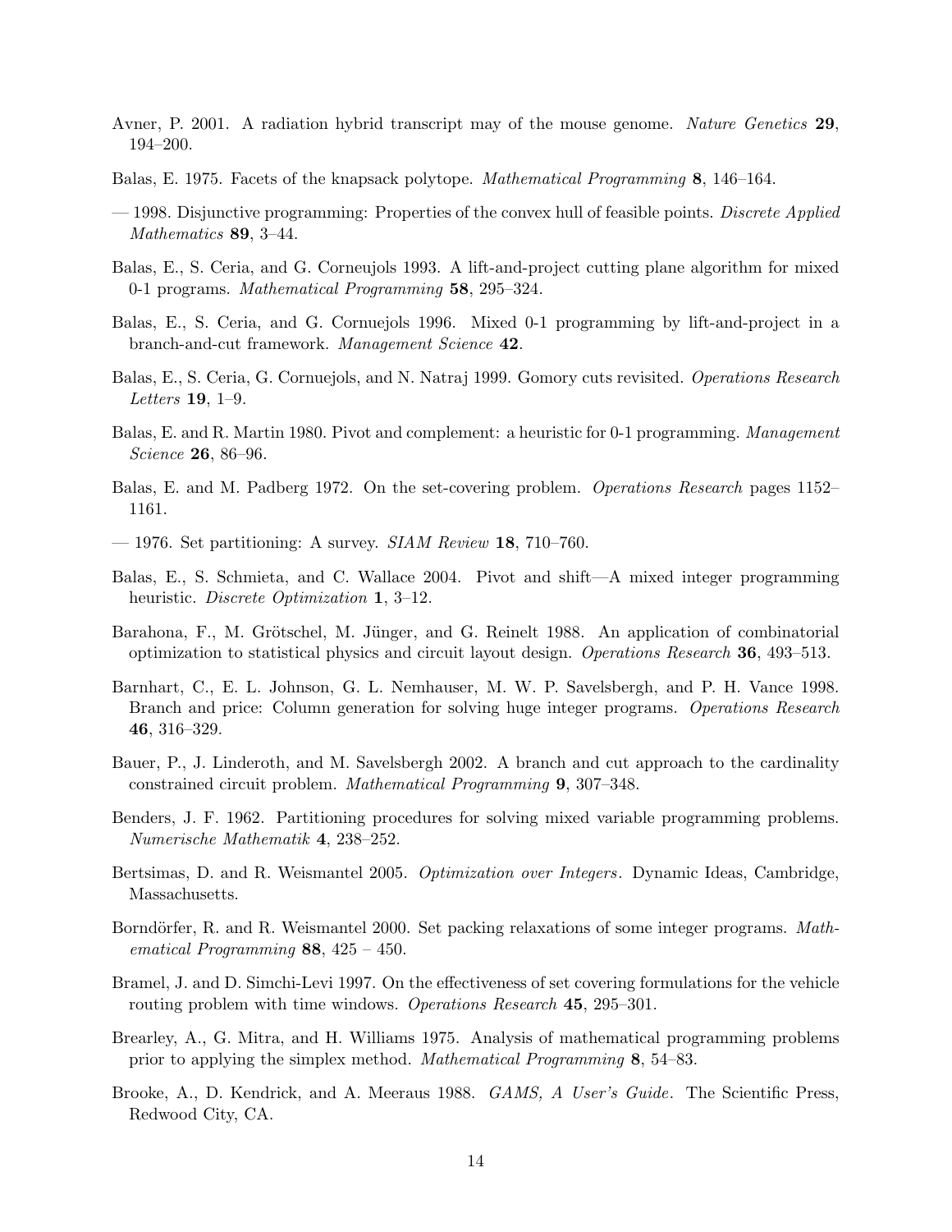Avner, P. 2001. A radiation hybrid transcript may of the mouse genome. *Nature Genetics* **29**, 194–200.

Balas, E. 1975. Facets of the knapsack polytope. *Mathematical Programming* **8**, 146–164.

— 1998. Disjunctive programming: Properties of the convex hull of feasible points. *Discrete Applied Mathematics* **89**, 3–44.

Balas, E., S. Ceria, and G. Corneujols 1993. A lift-and-project cutting plane algorithm for mixed 0-1 programs. *Mathematical Programming* **58**, 295–324.

Balas, E., S. Ceria, and G. Cornuejols 1996. Mixed 0-1 programming by lift-and-project in a branch-and-cut framework. *Management Science* **42**.

Balas, E., S. Ceria, G. Cornuejols, and N. Natraj 1999. Gomory cuts revisited. *Operations Research Letters* **19**, 1–9.

Balas, E. and R. Martin 1980. Pivot and complement: a heuristic for 0-1 programming. *Management Science* **26**, 86–96.

Balas, E. and M. Padberg 1972. On the set-covering problem. *Operations Research* pages 1152–1161.

— 1976. Set partitioning: A survey. *SIAM Review* **18**, 710–760.

Balas, E., S. Schmieta, and C. Wallace 2004. Pivot and shift—A mixed integer programming heuristic. *Discrete Optimization* **1**, 3–12.

Barahona, F., M. Grötschel, M. Jünger, and G. Reinelt 1988. An application of combinatorial optimization to statistical physics and circuit layout design. *Operations Research* **36**, 493–513.

Barnhart, C., E. L. Johnson, G. L. Nemhauser, M. W. P. Savelsbergh, and P. H. Vance 1998. Branch and price: Column generation for solving huge integer programs. *Operations Research* **46**, 316–329.

Bauer, P., J. Linderoth, and M. Savelsbergh 2002. A branch and cut approach to the cardinality constrained circuit problem. *Mathematical Programming* **9**, 307–348.

Benders, J. F. 1962. Partitioning procedures for solving mixed variable programming problems. *Numerische Mathematik* **4**, 238–252.

Bertsimas, D. and R. Weismantel 2005. *Optimization over Integers*. Dynamic Ideas, Cambridge, Massachusetts.

Borndörfer, R. and R. Weismantel 2000. Set packing relaxations of some integer programs. *Mathematical Programming* **88**, 425 – 450.

Bramel, J. and D. Simchi-Levi 1997. On the effectiveness of set covering formulations for the vehicle routing problem with time windows. *Operations Research* **45**, 295–301.

Brearley, A., G. Mitra, and H. Williams 1975. Analysis of mathematical programming problems prior to applying the simplex method. *Mathematical Programming* **8**, 54–83.

Brooke, A., D. Kendrick, and A. Meeraus 1988. *GAMS, A User's Guide*. The Scientific Press, Redwood City, CA.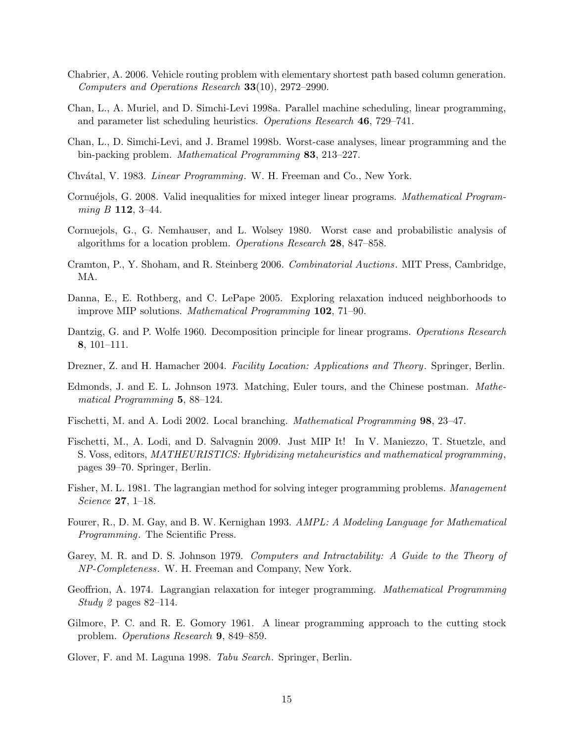Chabrier, A. 2006. Vehicle routing problem with elementary shortest path based column generation. *Computers and Operations Research* **33**(10), 2972–2990.

Chan, L., A. Muriel, and D. Simchi-Levi 1998a. Parallel machine scheduling, linear programming, and parameter list scheduling heuristics. *Operations Research* **46**, 729–741.

Chan, L., D. Simchi-Levi, and J. Bramel 1998b. Worst-case analyses, linear programming and the bin-packing problem. *Mathematical Programming* **83**, 213–227.

Chvátal, V. 1983. *Linear Programming*. W. H. Freeman and Co., New York.

Cornuéjols, G. 2008. Valid inequalities for mixed integer linear programs. *Mathematical Programming B* **112**, 3–44.

Cornuejols, G., G. Nemhauser, and L. Wolsey 1980. Worst case and probabilistic analysis of algorithms for a location problem. *Operations Research* **28**, 847–858.

Cramton, P., Y. Shoham, and R. Steinberg 2006. *Combinatorial Auctions*. MIT Press, Cambridge, MA.

Danna, E., E. Rothberg, and C. LePape 2005. Exploring relaxation induced neighborhoods to improve MIP solutions. *Mathematical Programming* **102**, 71–90.

Dantzig, G. and P. Wolfe 1960. Decomposition principle for linear programs. *Operations Research* **8**, 101–111.

Drezner, Z. and H. Hamacher 2004. *Facility Location: Applications and Theory*. Springer, Berlin.

Edmonds, J. and E. L. Johnson 1973. Matching, Euler tours, and the Chinese postman. *Mathematical Programming* **5**, 88–124.

Fischetti, M. and A. Lodi 2002. Local branching. *Mathematical Programming* **98**, 23–47.

Fischetti, M., A. Lodi, and D. Salvagnin 2009. Just MIP It! In V. Maniezzo, T. Stuetzle, and S. Voss, editors, *MATHEURISTICS: Hybridizing metaheuristics and mathematical programming*, pages 39–70. Springer, Berlin.

Fisher, M. L. 1981. The lagrangian method for solving integer programming problems. *Management Science* **27**, 1–18.

Fourer, R., D. M. Gay, and B. W. Kernighan 1993. *AMPL: A Modeling Language for Mathematical Programming*. The Scientific Press.

Garey, M. R. and D. S. Johnson 1979. *Computers and Intractability: A Guide to the Theory of NP-Completeness*. W. H. Freeman and Company, New York.

Geoffrion, A. 1974. Lagrangian relaxation for integer programming. *Mathematical Programming Study 2* pages 82–114.

Gilmore, P. C. and R. E. Gomory 1961. A linear programming approach to the cutting stock problem. *Operations Research* **9**, 849–859.

Glover, F. and M. Laguna 1998. *Tabu Search*. Springer, Berlin.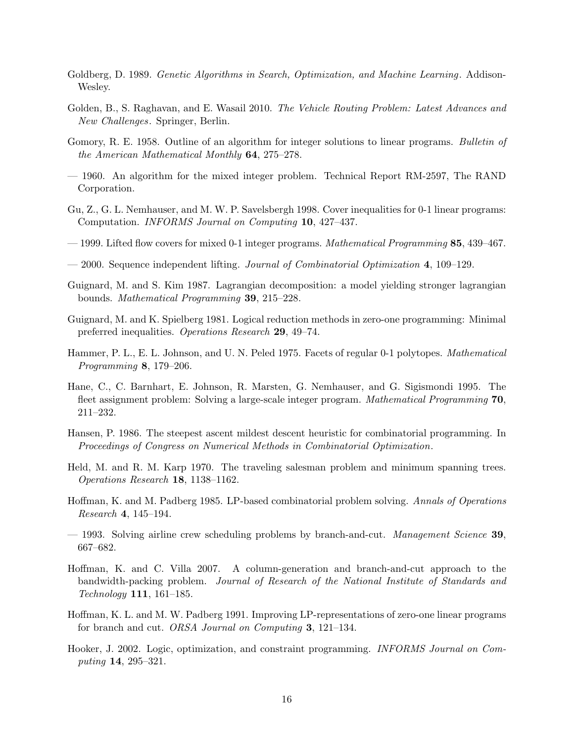Goldberg, D. 1989. *Genetic Algorithms in Search, Optimization, and Machine Learning*. Addison-Wesley.

Golden, B., S. Raghavan, and E. Wasail 2010. *The Vehicle Routing Problem: Latest Advances and New Challenges*. Springer, Berlin.

Gomory, R. E. 1958. Outline of an algorithm for integer solutions to linear programs. *Bulletin of the American Mathematical Monthly* **64**, 275–278.

— 1960. An algorithm for the mixed integer problem. Technical Report RM-2597, The RAND Corporation.

Gu, Z., G. L. Nemhauser, and M. W. P. Savelsbergh 1998. Cover inequalities for 0-1 linear programs: Computation. *INFORMS Journal on Computing* **10**, 427–437.

— 1999. Lifted flow covers for mixed 0-1 integer programs. *Mathematical Programming* **85**, 439–467.

— 2000. Sequence independent lifting. *Journal of Combinatorial Optimization* **4**, 109–129.

Guignard, M. and S. Kim 1987. Lagrangian decomposition: a model yielding stronger lagrangian bounds. *Mathematical Programming* **39**, 215–228.

Guignard, M. and K. Spielberg 1981. Logical reduction methods in zero-one programming: Minimal preferred inequalities. *Operations Research* **29**, 49–74.

Hammer, P. L., E. L. Johnson, and U. N. Peled 1975. Facets of regular 0-1 polytopes. *Mathematical Programming* **8**, 179–206.

Hane, C., C. Barnhart, E. Johnson, R. Marsten, G. Nemhauser, and G. Sigismondi 1995. The fleet assignment problem: Solving a large-scale integer program. *Mathematical Programming* **70**, 211–232.

Hansen, P. 1986. The steepest ascent mildest descent heuristic for combinatorial programming. In *Proceedings of Congress on Numerical Methods in Combinatorial Optimization*.

Held, M. and R. M. Karp 1970. The traveling salesman problem and minimum spanning trees. *Operations Research* **18**, 1138–1162.

Hoffman, K. and M. Padberg 1985. LP-based combinatorial problem solving. *Annals of Operations Research* **4**, 145–194.

— 1993. Solving airline crew scheduling problems by branch-and-cut. *Management Science* **39**, 667–682.

Hoffman, K. and C. Villa 2007. A column-generation and branch-and-cut approach to the bandwidth-packing problem. *Journal of Research of the National Institute of Standards and Technology* **111**, 161–185.

Hoffman, K. L. and M. W. Padberg 1991. Improving LP-representations of zero-one linear programs for branch and cut. *ORSA Journal on Computing* **3**, 121–134.

Hooker, J. 2002. Logic, optimization, and constraint programming. *INFORMS Journal on Computing* **14**, 295–321.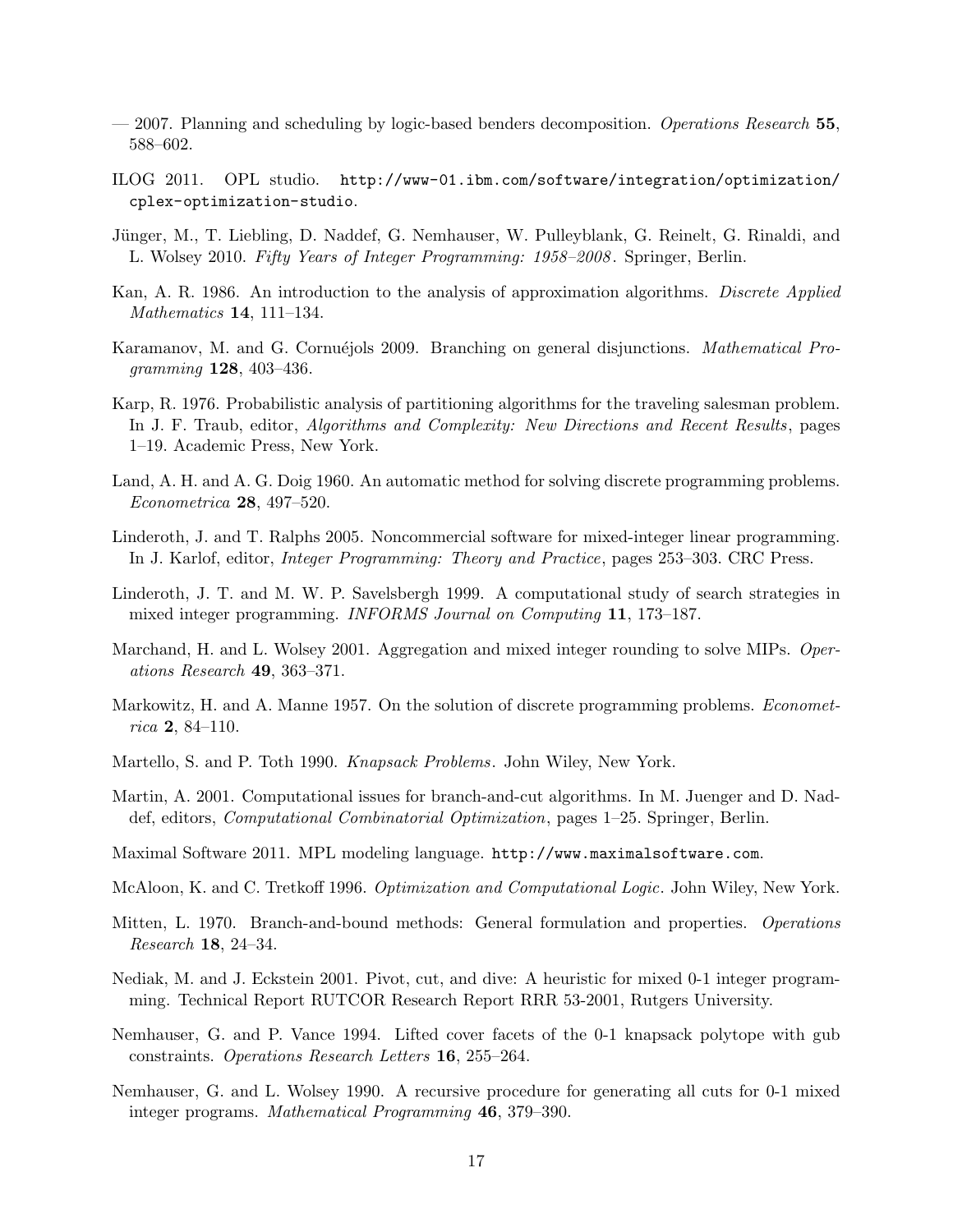— 2007. Planning and scheduling by logic-based benders decomposition. *Operations Research* **55**, 588–602.

ILOG 2011. OPL studio. `http://www-01.ibm.com/software/integration/optimization/cplex-optimization-studio`.

Jünger, M., T. Liebling, D. Naddef, G. Nemhauser, W. Pulleyblank, G. Reinelt, G. Rinaldi, and L. Wolsey 2010. *Fifty Years of Integer Programming: 1958–2008*. Springer, Berlin.

Kan, A. R. 1986. An introduction to the analysis of approximation algorithms. *Discrete Applied Mathematics* **14**, 111–134.

Karamanov, M. and G. Cornuéjols 2009. Branching on general disjunctions. *Mathematical Programming* **128**, 403–436.

Karp, R. 1976. Probabilistic analysis of partitioning algorithms for the traveling salesman problem. In J. F. Traub, editor, *Algorithms and Complexity: New Directions and Recent Results*, pages 1–19. Academic Press, New York.

Land, A. H. and A. G. Doig 1960. An automatic method for solving discrete programming problems. *Econometrica* **28**, 497–520.

Linderoth, J. and T. Ralphs 2005. Noncommercial software for mixed-integer linear programming. In J. Karlof, editor, *Integer Programming: Theory and Practice*, pages 253–303. CRC Press.

Linderoth, J. T. and M. W. P. Savelsbergh 1999. A computational study of search strategies in mixed integer programming. *INFORMS Journal on Computing* **11**, 173–187.

Marchand, H. and L. Wolsey 2001. Aggregation and mixed integer rounding to solve MIPs. *Operations Research* **49**, 363–371.

Markowitz, H. and A. Manne 1957. On the solution of discrete programming problems. *Econometrica* **2**, 84–110.

Martello, S. and P. Toth 1990. *Knapsack Problems*. John Wiley, New York.

Martin, A. 2001. Computational issues for branch-and-cut algorithms. In M. Juenger and D. Naddef, editors, *Computational Combinatorial Optimization*, pages 1–25. Springer, Berlin.

Maximal Software 2011. MPL modeling language. `http://www.maximalsoftware.com`.

McAloon, K. and C. Tretkoff 1996. *Optimization and Computational Logic*. John Wiley, New York.

Mitten, L. 1970. Branch-and-bound methods: General formulation and properties. *Operations Research* **18**, 24–34.

Nediak, M. and J. Eckstein 2001. Pivot, cut, and dive: A heuristic for mixed 0-1 integer programming. Technical Report RUTCOR Research Report RRR 53-2001, Rutgers University.

Nemhauser, G. and P. Vance 1994. Lifted cover facets of the 0-1 knapsack polytope with gub constraints. *Operations Research Letters* **16**, 255–264.

Nemhauser, G. and L. Wolsey 1990. A recursive procedure for generating all cuts for 0-1 mixed integer programs. *Mathematical Programming* **46**, 379–390.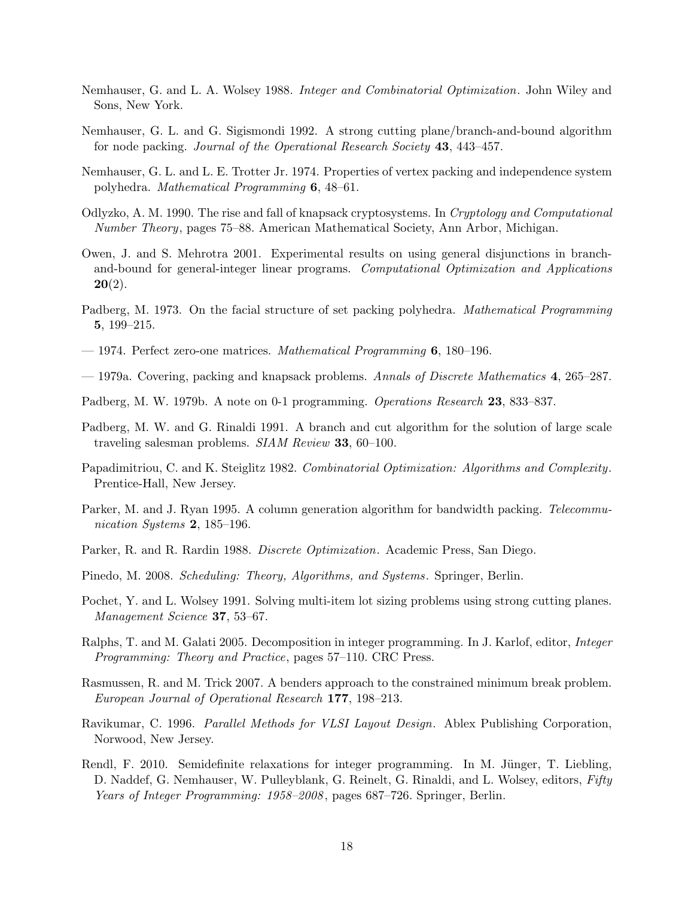Nemhauser, G. and L. A. Wolsey 1988. *Integer and Combinatorial Optimization*. John Wiley and Sons, New York.

Nemhauser, G. L. and G. Sigismondi 1992. A strong cutting plane/branch-and-bound algorithm for node packing. *Journal of the Operational Research Society* **43**, 443–457.

Nemhauser, G. L. and L. E. Trotter Jr. 1974. Properties of vertex packing and independence system polyhedra. *Mathematical Programming* **6**, 48–61.

Odlyzko, A. M. 1990. The rise and fall of knapsack cryptosystems. In *Cryptology and Computational Number Theory*, pages 75–88. American Mathematical Society, Ann Arbor, Michigan.

Owen, J. and S. Mehrotra 2001. Experimental results on using general disjunctions in branch-and-bound for general-integer linear programs. *Computational Optimization and Applications* **20**(2).

Padberg, M. 1973. On the facial structure of set packing polyhedra. *Mathematical Programming* **5**, 199–215.

— 1974. Perfect zero-one matrices. *Mathematical Programming* **6**, 180–196.

— 1979a. Covering, packing and knapsack problems. *Annals of Discrete Mathematics* **4**, 265–287.

Padberg, M. W. 1979b. A note on 0-1 programming. *Operations Research* **23**, 833–837.

Padberg, M. W. and G. Rinaldi 1991. A branch and cut algorithm for the solution of large scale traveling salesman problems. *SIAM Review* **33**, 60–100.

Papadimitriou, C. and K. Steiglitz 1982. *Combinatorial Optimization: Algorithms and Complexity*. Prentice-Hall, New Jersey.

Parker, M. and J. Ryan 1995. A column generation algorithm for bandwidth packing. *Telecommunication Systems* **2**, 185–196.

Parker, R. and R. Rardin 1988. *Discrete Optimization*. Academic Press, San Diego.

Pinedo, M. 2008. *Scheduling: Theory, Algorithms, and Systems*. Springer, Berlin.

Pochet, Y. and L. Wolsey 1991. Solving multi-item lot sizing problems using strong cutting planes. *Management Science* **37**, 53–67.

Ralphs, T. and M. Galati 2005. Decomposition in integer programming. In J. Karlof, editor, *Integer Programming: Theory and Practice*, pages 57–110. CRC Press.

Rasmussen, R. and M. Trick 2007. A benders approach to the constrained minimum break problem. *European Journal of Operational Research* **177**, 198–213.

Ravikumar, C. 1996. *Parallel Methods for VLSI Layout Design*. Ablex Publishing Corporation, Norwood, New Jersey.

Rendl, F. 2010. Semidefinite relaxations for integer programming. In M. Jünger, T. Liebling, D. Naddef, G. Nemhauser, W. Pulleyblank, G. Reinelt, G. Rinaldi, and L. Wolsey, editors, *Fifty Years of Integer Programming: 1958–2008*, pages 687–726. Springer, Berlin.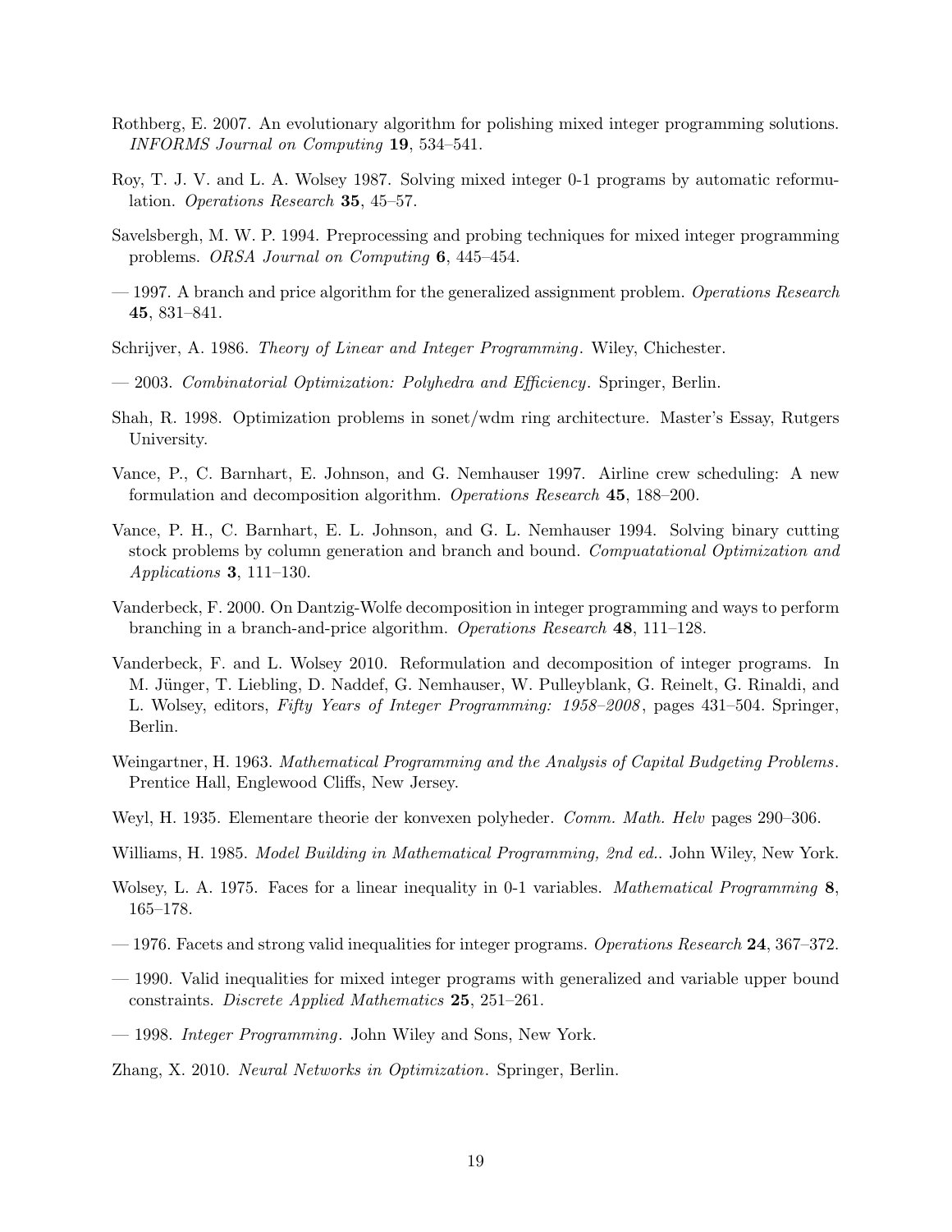Rothberg, E. 2007. An evolutionary algorithm for polishing mixed integer programming solutions. *INFORMS Journal on Computing* **19**, 534–541.

Roy, T. J. V. and L. A. Wolsey 1987. Solving mixed integer 0-1 programs by automatic reformulation. *Operations Research* **35**, 45–57.

Savelsbergh, M. W. P. 1994. Preprocessing and probing techniques for mixed integer programming problems. *ORSA Journal on Computing* **6**, 445–454.

— 1997. A branch and price algorithm for the generalized assignment problem. *Operations Research* **45**, 831–841.

Schrijver, A. 1986. *Theory of Linear and Integer Programming*. Wiley, Chichester.

— 2003. *Combinatorial Optimization: Polyhedra and Efficiency*. Springer, Berlin.

Shah, R. 1998. Optimization problems in sonet/wdm ring architecture. Master's Essay, Rutgers University.

Vance, P., C. Barnhart, E. Johnson, and G. Nemhauser 1997. Airline crew scheduling: A new formulation and decomposition algorithm. *Operations Research* **45**, 188–200.

Vance, P. H., C. Barnhart, E. L. Johnson, and G. L. Nemhauser 1994. Solving binary cutting stock problems by column generation and branch and bound. *Compuatational Optimization and Applications* **3**, 111–130.

Vanderbeck, F. 2000. On Dantzig-Wolfe decomposition in integer programming and ways to perform branching in a branch-and-price algorithm. *Operations Research* **48**, 111–128.

Vanderbeck, F. and L. Wolsey 2010. Reformulation and decomposition of integer programs. In M. Jünger, T. Liebling, D. Naddef, G. Nemhauser, W. Pulleyblank, G. Reinelt, G. Rinaldi, and L. Wolsey, editors, *Fifty Years of Integer Programming: 1958–2008*, pages 431–504. Springer, Berlin.

Weingartner, H. 1963. *Mathematical Programming and the Analysis of Capital Budgeting Problems*. Prentice Hall, Englewood Cliffs, New Jersey.

Weyl, H. 1935. Elementare theorie der konvexen polyheder. *Comm. Math. Helv* pages 290–306.

Williams, H. 1985. *Model Building in Mathematical Programming, 2nd ed.*. John Wiley, New York.

Wolsey, L. A. 1975. Faces for a linear inequality in 0-1 variables. *Mathematical Programming* **8**, 165–178.

— 1976. Facets and strong valid inequalities for integer programs. *Operations Research* **24**, 367–372.

— 1990. Valid inequalities for mixed integer programs with generalized and variable upper bound constraints. *Discrete Applied Mathematics* **25**, 251–261.

— 1998. *Integer Programming*. John Wiley and Sons, New York.

Zhang, X. 2010. *Neural Networks in Optimization*. Springer, Berlin.